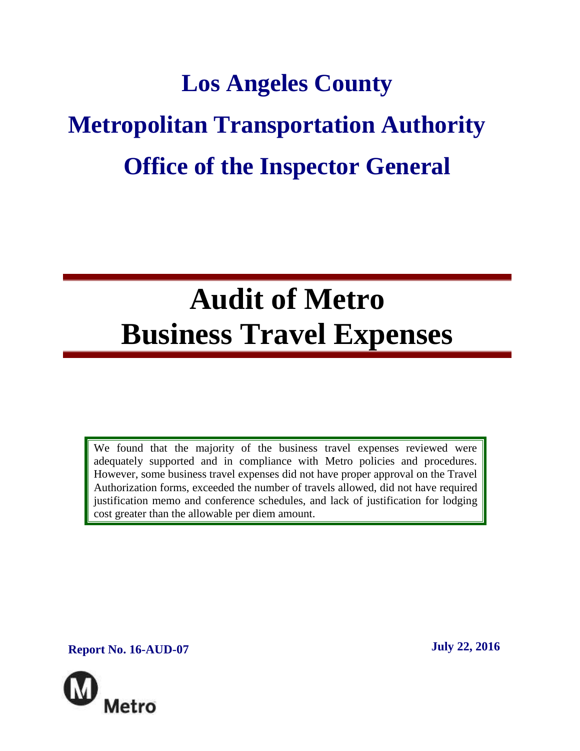# Los Angeles County

# Metropolitan Transportation Authority

# Office of the Inspector General

# Audit of Metro Business Travel Expenses

We found that the majority of the business travel expenses reviewed were adequately supported and in compliance with Metro policies and procedures. However, some business travel expenses did not have proper approval on the Travel Authorization forms, exceeded the number of travels allowed, did not have required justification memo and conference schedules, and lack of justification for lodging cost greater than the allowable per diem amount.

**Report No. 16-AUD-07**

**July 22, 2016**

Metro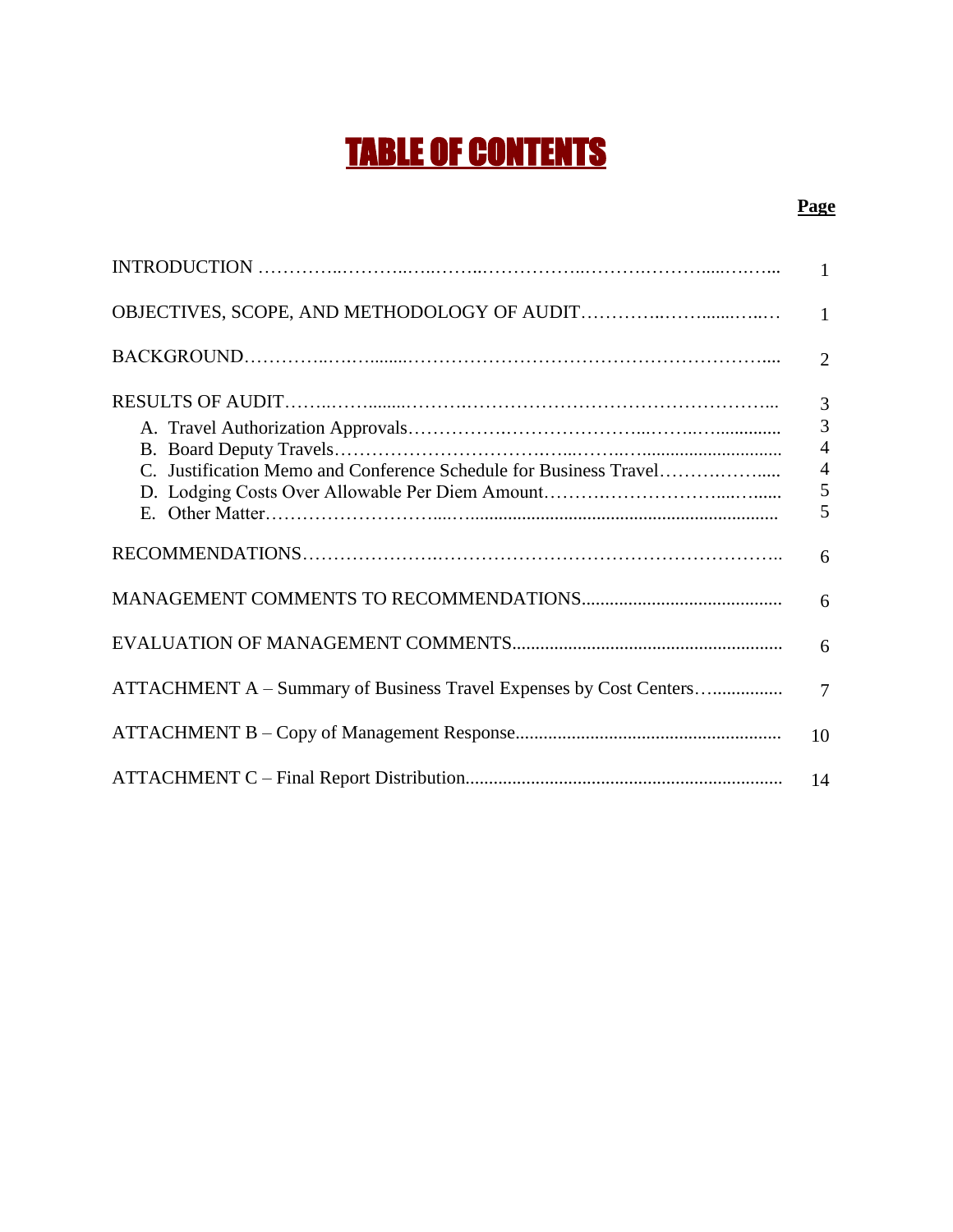# TABLE OF CONTENTS

| | Page |
|---|---|
| INTRODUCTION | 1 |
| OBJECTIVES, SCOPE, AND METHODOLOGY OF AUDIT | 1 |
| BACKGROUND | 2 |
| RESULTS OF AUDIT | 3 |
| A. Travel Authorization Approvals | 3 |
| B. Board Deputy Travels | 4 |
| C. Justification Memo and Conference Schedule for Business Travel | 4 |
| D. Lodging Costs Over Allowable Per Diem Amount | 5 |
| E. Other Matter | 5 |
| RECOMMENDATIONS | 6 |
| MANAGEMENT COMMENTS TO RECOMMENDATIONS | 6 |
| EVALUATION OF MANAGEMENT COMMENTS | 6 |
| ATTACHMENT A – Summary of Business Travel Expenses by Cost Centers | 7 |
| ATTACHMENT B – Copy of Management Response | 10 |
| ATTACHMENT C – Final Report Distribution | 14 |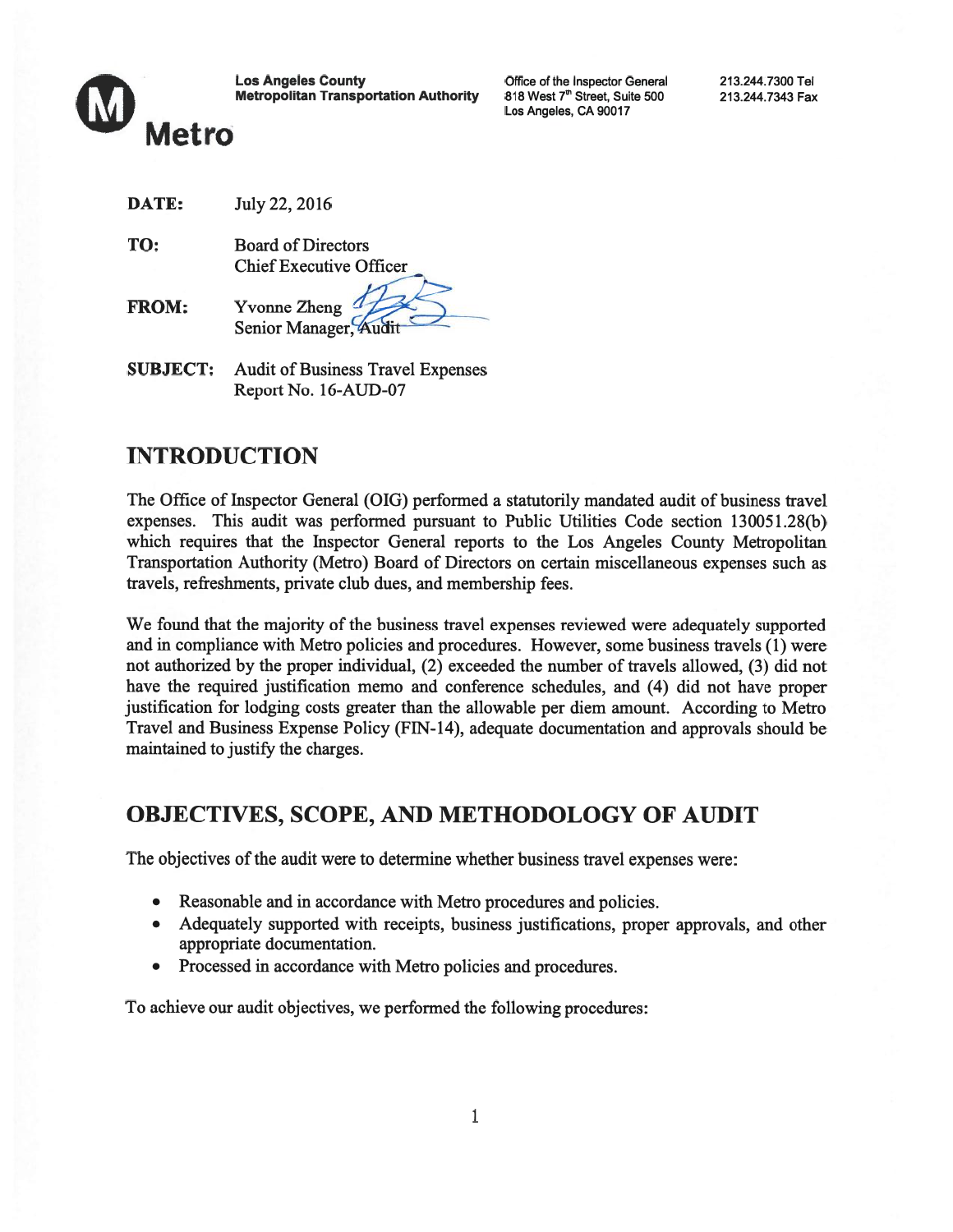**Los Angeles County Metropolitan Transportation Authority**

Office of the Inspector General
818 West 7th Street, Suite 500
Los Angeles, CA 90017

213.244.7300 Tel
213.244.7343 Fax

**Metro**

| | |
|---|---|
| **DATE:** | July 22, 2016 |
| **TO:** | Board of Directors<br>Chief Executive Officer |
| **FROM:** | Yvonne Zheng<br>Senior Manager, Audit |
| **SUBJECT:** | Audit of Business Travel Expenses<br>Report No. 16-AUD-07 |

## INTRODUCTION

The Office of Inspector General (OIG) performed a statutorily mandated audit of business travel expenses. This audit was performed pursuant to Public Utilities Code section 130051.28(b) which requires that the Inspector General reports to the Los Angeles County Metropolitan Transportation Authority (Metro) Board of Directors on certain miscellaneous expenses such as travels, refreshments, private club dues, and membership fees.

We found that the majority of the business travel expenses reviewed were adequately supported and in compliance with Metro policies and procedures. However, some business travels (1) were not authorized by the proper individual, (2) exceeded the number of travels allowed, (3) did not have the required justification memo and conference schedules, and (4) did not have proper justification for lodging costs greater than the allowable per diem amount. According to Metro Travel and Business Expense Policy (FIN-14), adequate documentation and approvals should be maintained to justify the charges.

## OBJECTIVES, SCOPE, AND METHODOLOGY OF AUDIT

The objectives of the audit were to determine whether business travel expenses were:

- Reasonable and in accordance with Metro procedures and policies.
- Adequately supported with receipts, business justifications, proper approvals, and other appropriate documentation.
- Processed in accordance with Metro policies and procedures.

To achieve our audit objectives, we performed the following procedures: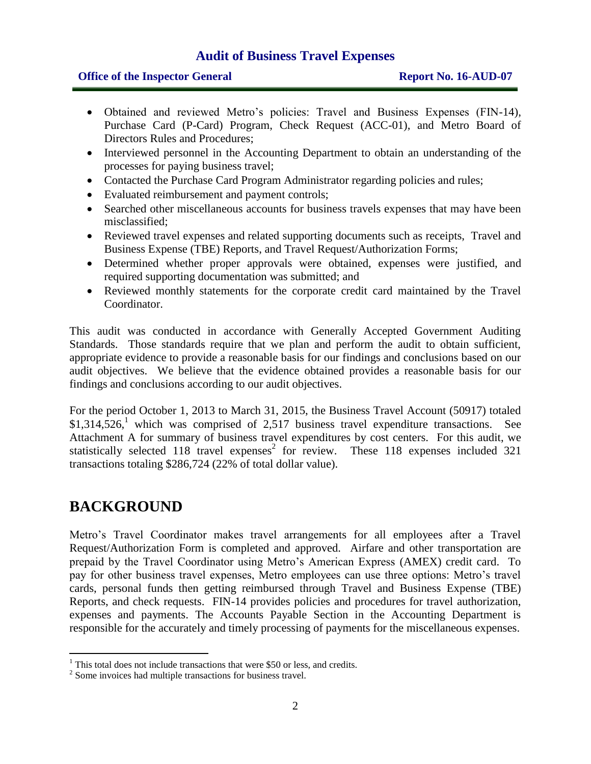- Obtained and reviewed Metro's policies: Travel and Business Expenses (FIN-14), Purchase Card (P-Card) Program, Check Request (ACC-01), and Metro Board of Directors Rules and Procedures;
- Interviewed personnel in the Accounting Department to obtain an understanding of the processes for paying business travel;
- Contacted the Purchase Card Program Administrator regarding policies and rules;
- Evaluated reimbursement and payment controls;
- Searched other miscellaneous accounts for business travels expenses that may have been misclassified;
- Reviewed travel expenses and related supporting documents such as receipts, Travel and Business Expense (TBE) Reports, and Travel Request/Authorization Forms;
- Determined whether proper approvals were obtained, expenses were justified, and required supporting documentation was submitted; and
- Reviewed monthly statements for the corporate credit card maintained by the Travel Coordinator.

This audit was conducted in accordance with Generally Accepted Government Auditing Standards. Those standards require that we plan and perform the audit to obtain sufficient, appropriate evidence to provide a reasonable basis for our findings and conclusions based on our audit objectives. We believe that the evidence obtained provides a reasonable basis for our findings and conclusions according to our audit objectives.

For the period October 1, 2013 to March 31, 2015, the Business Travel Account (50917) totaled $1,314,526,[1] which was comprised of 2,517 business travel expenditure transactions. See Attachment A for summary of business travel expenditures by cost centers. For this audit, we statistically selected 118 travel expenses[2] for review. These 118 expenses included 321 transactions totaling $286,724 (22% of total dollar value).

## BACKGROUND

Metro's Travel Coordinator makes travel arrangements for all employees after a Travel Request/Authorization Form is completed and approved. Airfare and other transportation are prepaid by the Travel Coordinator using Metro's American Express (AMEX) credit card. To pay for other business travel expenses, Metro employees can use three options: Metro's travel cards, personal funds then getting reimbursed through Travel and Business Expense (TBE) Reports, and check requests. FIN-14 provides policies and procedures for travel authorization, expenses and payments. The Accounts Payable Section in the Accounting Department is responsible for the accurately and timely processing of payments for the miscellaneous expenses.

---

[1] This total does not include transactions that were $50 or less, and credits.

[2] Some invoices had multiple transactions for business travel.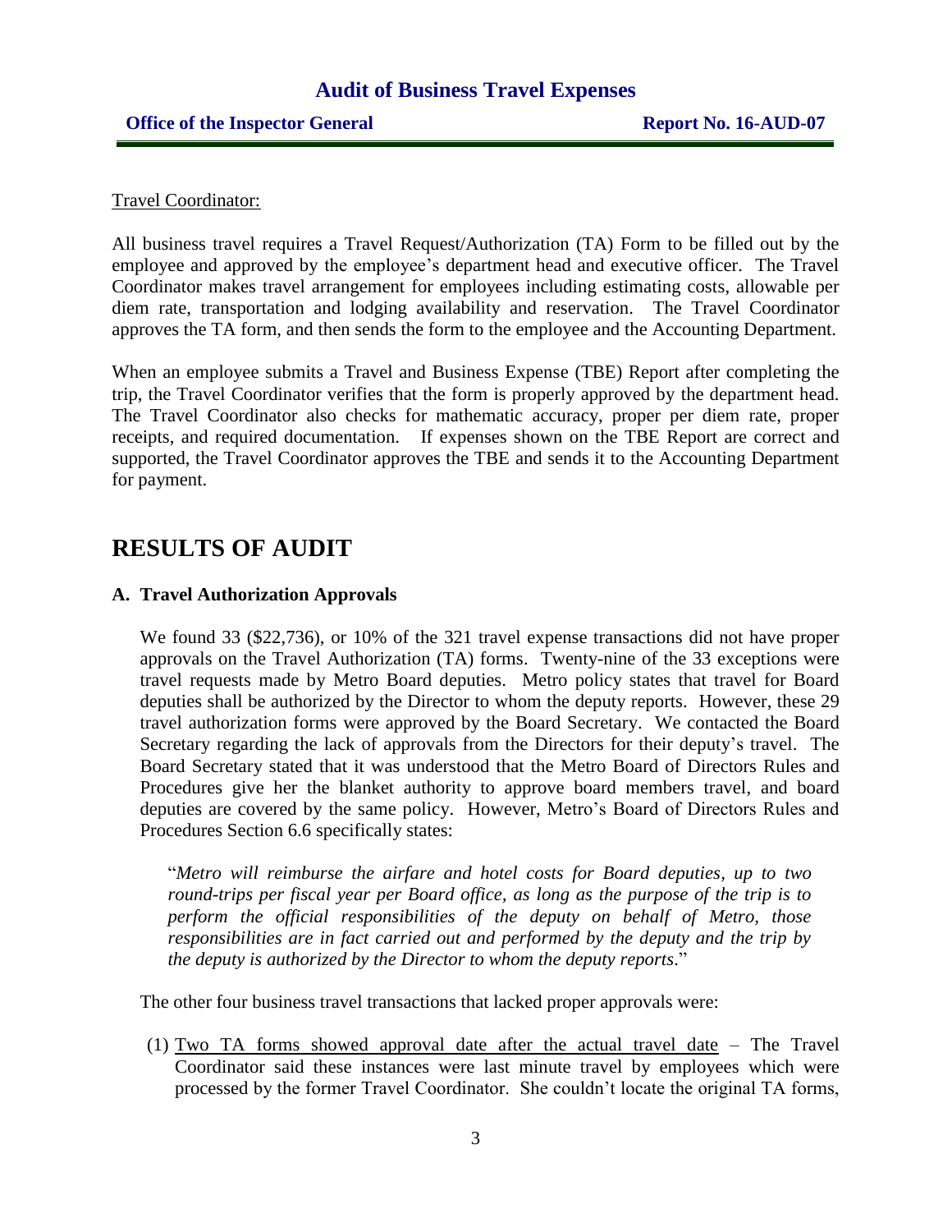Travel Coordinator:

All business travel requires a Travel Request/Authorization (TA) Form to be filled out by the employee and approved by the employee's department head and executive officer. The Travel Coordinator makes travel arrangement for employees including estimating costs, allowable per diem rate, transportation and lodging availability and reservation. The Travel Coordinator approves the TA form, and then sends the form to the employee and the Accounting Department.

When an employee submits a Travel and Business Expense (TBE) Report after completing the trip, the Travel Coordinator verifies that the form is properly approved by the department head. The Travel Coordinator also checks for mathematic accuracy, proper per diem rate, proper receipts, and required documentation. If expenses shown on the TBE Report are correct and supported, the Travel Coordinator approves the TBE and sends it to the Accounting Department for payment.

# RESULTS OF AUDIT

### A. Travel Authorization Approvals

We found 33 ($22,736), or 10% of the 321 travel expense transactions did not have proper approvals on the Travel Authorization (TA) forms. Twenty-nine of the 33 exceptions were travel requests made by Metro Board deputies. Metro policy states that travel for Board deputies shall be authorized by the Director to whom the deputy reports. However, these 29 travel authorization forms were approved by the Board Secretary. We contacted the Board Secretary regarding the lack of approvals from the Directors for their deputy's travel. The Board Secretary stated that it was understood that the Metro Board of Directors Rules and Procedures give her the blanket authority to approve board members travel, and board deputies are covered by the same policy. However, Metro's Board of Directors Rules and Procedures Section 6.6 specifically states:

> "*Metro will reimburse the airfare and hotel costs for Board deputies, up to two round-trips per fiscal year per Board office, as long as the purpose of the trip is to perform the official responsibilities of the deputy on behalf of Metro, those responsibilities are in fact carried out and performed by the deputy and the trip by the deputy is authorized by the Director to whom the deputy reports*."

The other four business travel transactions that lacked proper approvals were:

(1) Two TA forms showed approval date after the actual travel date – The Travel Coordinator said these instances were last minute travel by employees which were processed by the former Travel Coordinator. She couldn't locate the original TA forms,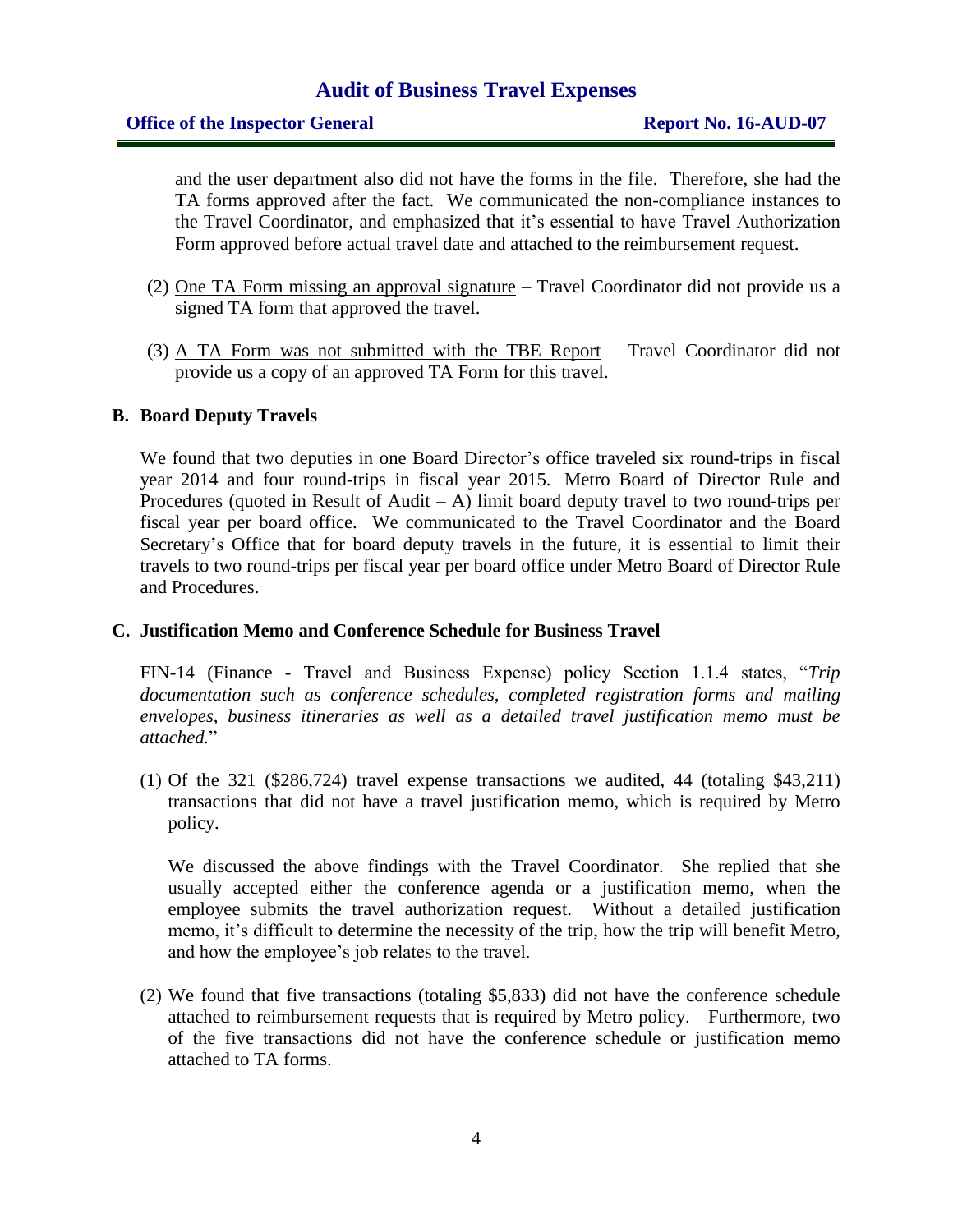and the user department also did not have the forms in the file. Therefore, she had the TA forms approved after the fact. We communicated the non-compliance instances to the Travel Coordinator, and emphasized that it's essential to have Travel Authorization Form approved before actual travel date and attached to the reimbursement request.

(2) One TA Form missing an approval signature – Travel Coordinator did not provide us a signed TA form that approved the travel.

(3) A TA Form was not submitted with the TBE Report – Travel Coordinator did not provide us a copy of an approved TA Form for this travel.

### B. Board Deputy Travels

We found that two deputies in one Board Director's office traveled six round-trips in fiscal year 2014 and four round-trips in fiscal year 2015. Metro Board of Director Rule and Procedures (quoted in Result of Audit – A) limit board deputy travel to two round-trips per fiscal year per board office. We communicated to the Travel Coordinator and the Board Secretary's Office that for board deputy travels in the future, it is essential to limit their travels to two round-trips per fiscal year per board office under Metro Board of Director Rule and Procedures.

### C. Justification Memo and Conference Schedule for Business Travel

FIN-14 (Finance - Travel and Business Expense) policy Section 1.1.4 states, "*Trip documentation such as conference schedules, completed registration forms and mailing envelopes, business itineraries as well as a detailed travel justification memo must be attached.*"

(1) Of the 321 ($286,724) travel expense transactions we audited, 44 (totaling $43,211) transactions that did not have a travel justification memo, which is required by Metro policy.

We discussed the above findings with the Travel Coordinator. She replied that she usually accepted either the conference agenda or a justification memo, when the employee submits the travel authorization request. Without a detailed justification memo, it's difficult to determine the necessity of the trip, how the trip will benefit Metro, and how the employee's job relates to the travel.

(2) We found that five transactions (totaling $5,833) did not have the conference schedule attached to reimbursement requests that is required by Metro policy. Furthermore, two of the five transactions did not have the conference schedule or justification memo attached to TA forms.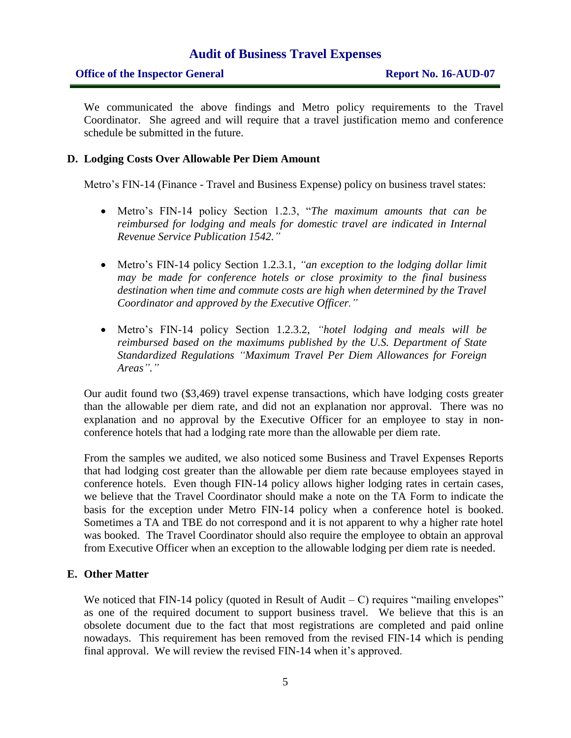We communicated the above findings and Metro policy requirements to the Travel Coordinator. She agreed and will require that a travel justification memo and conference schedule be submitted in the future.

### D. Lodging Costs Over Allowable Per Diem Amount

Metro's FIN-14 (Finance - Travel and Business Expense) policy on business travel states:

- Metro's FIN-14 policy Section 1.2.3, "*The maximum amounts that can be reimbursed for lodging and meals for domestic travel are indicated in Internal Revenue Service Publication 1542."*
- Metro's FIN-14 policy Section 1.2.3.1, *"an exception to the lodging dollar limit may be made for conference hotels or close proximity to the final business destination when time and commute costs are high when determined by the Travel Coordinator and approved by the Executive Officer."*
- Metro's FIN-14 policy Section 1.2.3.2, *"hotel lodging and meals will be reimbursed based on the maximums published by the U.S. Department of State Standardized Regulations "Maximum Travel Per Diem Allowances for Foreign Areas"."*

Our audit found two ($3,469) travel expense transactions, which have lodging costs greater than the allowable per diem rate, and did not an explanation nor approval. There was no explanation and no approval by the Executive Officer for an employee to stay in non-conference hotels that had a lodging rate more than the allowable per diem rate.

From the samples we audited, we also noticed some Business and Travel Expenses Reports that had lodging cost greater than the allowable per diem rate because employees stayed in conference hotels. Even though FIN-14 policy allows higher lodging rates in certain cases, we believe that the Travel Coordinator should make a note on the TA Form to indicate the basis for the exception under Metro FIN-14 policy when a conference hotel is booked. Sometimes a TA and TBE do not correspond and it is not apparent to why a higher rate hotel was booked. The Travel Coordinator should also require the employee to obtain an approval from Executive Officer when an exception to the allowable lodging per diem rate is needed.

### E. Other Matter

We noticed that FIN-14 policy (quoted in Result of Audit – C) requires "mailing envelopes" as one of the required document to support business travel. We believe that this is an obsolete document due to the fact that most registrations are completed and paid online nowadays. This requirement has been removed from the revised FIN-14 which is pending final approval. We will review the revised FIN-14 when it's approved.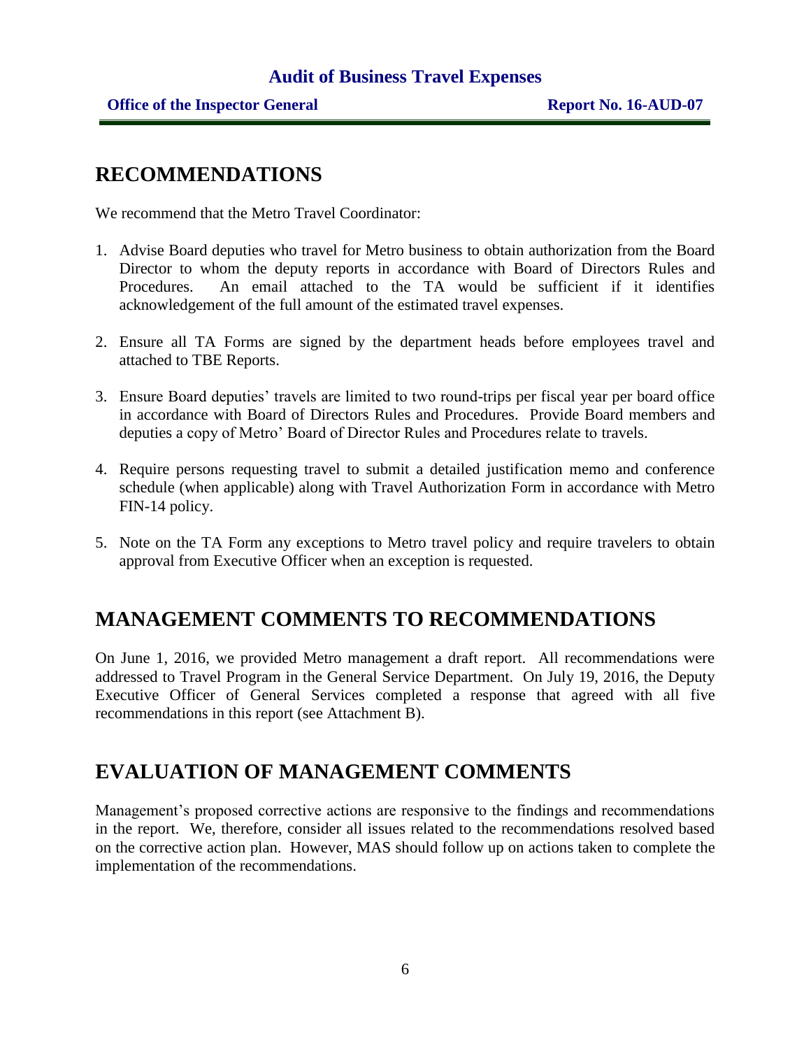## RECOMMENDATIONS

We recommend that the Metro Travel Coordinator:

1. Advise Board deputies who travel for Metro business to obtain authorization from the Board Director to whom the deputy reports in accordance with Board of Directors Rules and Procedures. An email attached to the TA would be sufficient if it identifies acknowledgement of the full amount of the estimated travel expenses.

2. Ensure all TA Forms are signed by the department heads before employees travel and attached to TBE Reports.

3. Ensure Board deputies' travels are limited to two round-trips per fiscal year per board office in accordance with Board of Directors Rules and Procedures. Provide Board members and deputies a copy of Metro' Board of Director Rules and Procedures relate to travels.

4. Require persons requesting travel to submit a detailed justification memo and conference schedule (when applicable) along with Travel Authorization Form in accordance with Metro FIN-14 policy.

5. Note on the TA Form any exceptions to Metro travel policy and require travelers to obtain approval from Executive Officer when an exception is requested.

## MANAGEMENT COMMENTS TO RECOMMENDATIONS

On June 1, 2016, we provided Metro management a draft report. All recommendations were addressed to Travel Program in the General Service Department. On July 19, 2016, the Deputy Executive Officer of General Services completed a response that agreed with all five recommendations in this report (see Attachment B).

## EVALUATION OF MANAGEMENT COMMENTS

Management's proposed corrective actions are responsive to the findings and recommendations in the report. We, therefore, consider all issues related to the recommendations resolved based on the corrective action plan. However, MAS should follow up on actions taken to complete the implementation of the recommendations.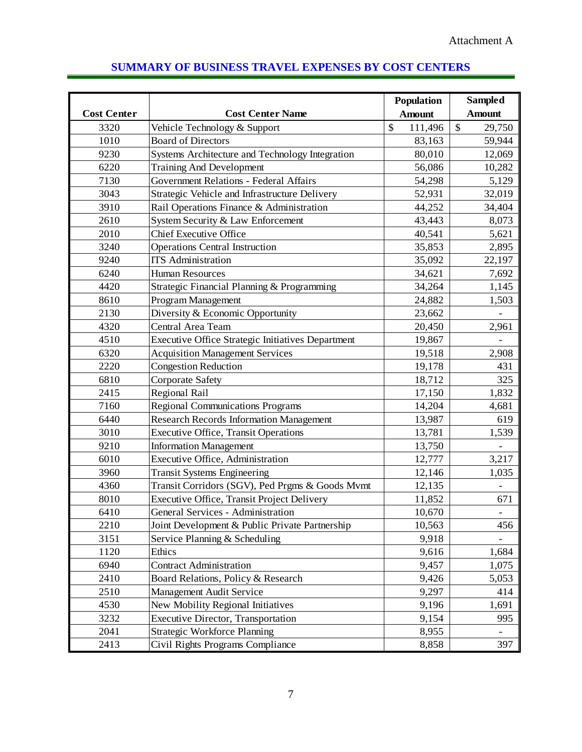Attachment A

## SUMMARY OF BUSINESS TRAVEL EXPENSES BY COST CENTERS

| Cost Center | Cost Center Name | Population Amount | Sampled Amount |
|---|---|---|---|
| 3320 | Vehicle Technology & Support | $ 111,496 | $ 29,750 |
| 1010 | Board of Directors | 83,163 | 59,944 |
| 9230 | Systems Architecture and Technology Integration | 80,010 | 12,069 |
| 6220 | Training And Development | 56,086 | 10,282 |
| 7130 | Government Relations - Federal Affairs | 54,298 | 5,129 |
| 3043 | Strategic Vehicle and Infrastructure Delivery | 52,931 | 32,019 |
| 3910 | Rail Operations Finance & Administration | 44,252 | 34,404 |
| 2610 | System Security & Law Enforcement | 43,443 | 8,073 |
| 2010 | Chief Executive Office | 40,541 | 5,621 |
| 3240 | Operations Central Instruction | 35,853 | 2,895 |
| 9240 | ITS Administration | 35,092 | 22,197 |
| 6240 | Human Resources | 34,621 | 7,692 |
| 4420 | Strategic Financial Planning & Programming | 34,264 | 1,145 |
| 8610 | Program Management | 24,882 | 1,503 |
| 2130 | Diversity & Economic Opportunity | 23,662 | - |
| 4320 | Central Area Team | 20,450 | 2,961 |
| 4510 | Executive Office Strategic Initiatives Department | 19,867 | - |
| 6320 | Acquisition Management Services | 19,518 | 2,908 |
| 2220 | Congestion Reduction | 19,178 | 431 |
| 6810 | Corporate Safety | 18,712 | 325 |
| 2415 | Regional Rail | 17,150 | 1,832 |
| 7160 | Regional Communications Programs | 14,204 | 4,681 |
| 6440 | Research Records Information Management | 13,987 | 619 |
| 3010 | Executive Office, Transit Operations | 13,781 | 1,539 |
| 9210 | Information Management | 13,750 | - |
| 6010 | Executive Office, Administration | 12,777 | 3,217 |
| 3960 | Transit Systems Engineering | 12,146 | 1,035 |
| 4360 | Transit Corridors (SGV), Ped Prgms & Goods Mvmt | 12,135 | - |
| 8010 | Executive Office, Transit Project Delivery | 11,852 | 671 |
| 6410 | General Services - Administration | 10,670 | - |
| 2210 | Joint Development & Public Private Partnership | 10,563 | 456 |
| 3151 | Service Planning & Scheduling | 9,918 | - |
| 1120 | Ethics | 9,616 | 1,684 |
| 6940 | Contract Administration | 9,457 | 1,075 |
| 2410 | Board Relations, Policy & Research | 9,426 | 5,053 |
| 2510 | Management Audit Service | 9,297 | 414 |
| 4530 | New Mobility Regional Initiatives | 9,196 | 1,691 |
| 3232 | Executive Director, Transportation | 9,154 | 995 |
| 2041 | Strategic Workforce Planning | 8,955 | - |
| 2413 | Civil Rights Programs Compliance | 8,858 | 397 |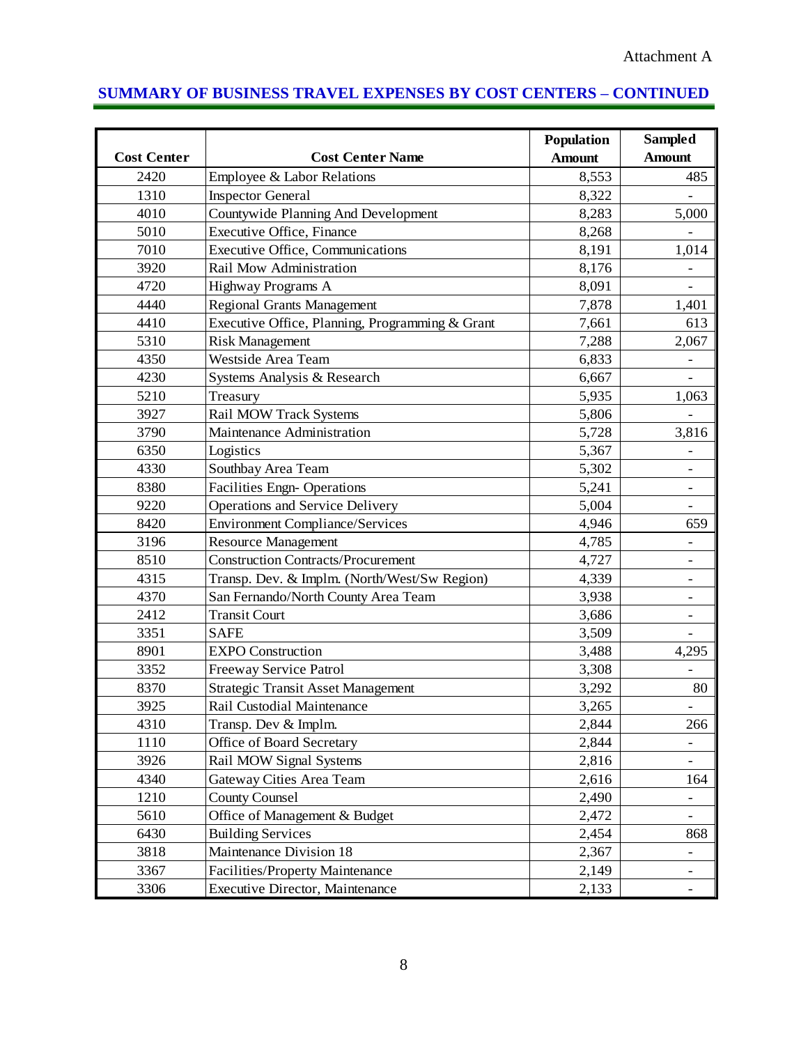Attachment A

## SUMMARY OF BUSINESS TRAVEL EXPENSES BY COST CENTERS – CONTINUED

| Cost Center | Cost Center Name | Population Amount | Sampled Amount |
|---|---|---|---|
| 2420 | Employee & Labor Relations | 8,553 | 485 |
| 1310 | Inspector General | 8,322 | - |
| 4010 | Countywide Planning And Development | 8,283 | 5,000 |
| 5010 | Executive Office, Finance | 8,268 | - |
| 7010 | Executive Office, Communications | 8,191 | 1,014 |
| 3920 | Rail Mow Administration | 8,176 | - |
| 4720 | Highway Programs A | 8,091 | - |
| 4440 | Regional Grants Management | 7,878 | 1,401 |
| 4410 | Executive Office, Planning, Programming & Grant | 7,661 | 613 |
| 5310 | Risk Management | 7,288 | 2,067 |
| 4350 | Westside Area Team | 6,833 | - |
| 4230 | Systems Analysis & Research | 6,667 | - |
| 5210 | Treasury | 5,935 | 1,063 |
| 3927 | Rail MOW Track Systems | 5,806 | - |
| 3790 | Maintenance Administration | 5,728 | 3,816 |
| 6350 | Logistics | 5,367 | - |
| 4330 | Southbay Area Team | 5,302 | - |
| 8380 | Facilities Engn- Operations | 5,241 | - |
| 9220 | Operations and Service Delivery | 5,004 | - |
| 8420 | Environment Compliance/Services | 4,946 | 659 |
| 3196 | Resource Management | 4,785 | - |
| 8510 | Construction Contracts/Procurement | 4,727 | - |
| 4315 | Transp. Dev. & Implm. (North/West/Sw Region) | 4,339 | - |
| 4370 | San Fernando/North County Area Team | 3,938 | - |
| 2412 | Transit Court | 3,686 | - |
| 3351 | SAFE | 3,509 | - |
| 8901 | EXPO Construction | 3,488 | 4,295 |
| 3352 | Freeway Service Patrol | 3,308 | - |
| 8370 | Strategic Transit Asset Management | 3,292 | 80 |
| 3925 | Rail Custodial Maintenance | 3,265 | - |
| 4310 | Transp. Dev & Implm. | 2,844 | 266 |
| 1110 | Office of Board Secretary | 2,844 | - |
| 3926 | Rail MOW Signal Systems | 2,816 | - |
| 4340 | Gateway Cities Area Team | 2,616 | 164 |
| 1210 | County Counsel | 2,490 | - |
| 5610 | Office of Management & Budget | 2,472 | - |
| 6430 | Building Services | 2,454 | 868 |
| 3818 | Maintenance Division 18 | 2,367 | - |
| 3367 | Facilities/Property Maintenance | 2,149 | - |
| 3306 | Executive Director, Maintenance | 2,133 | - |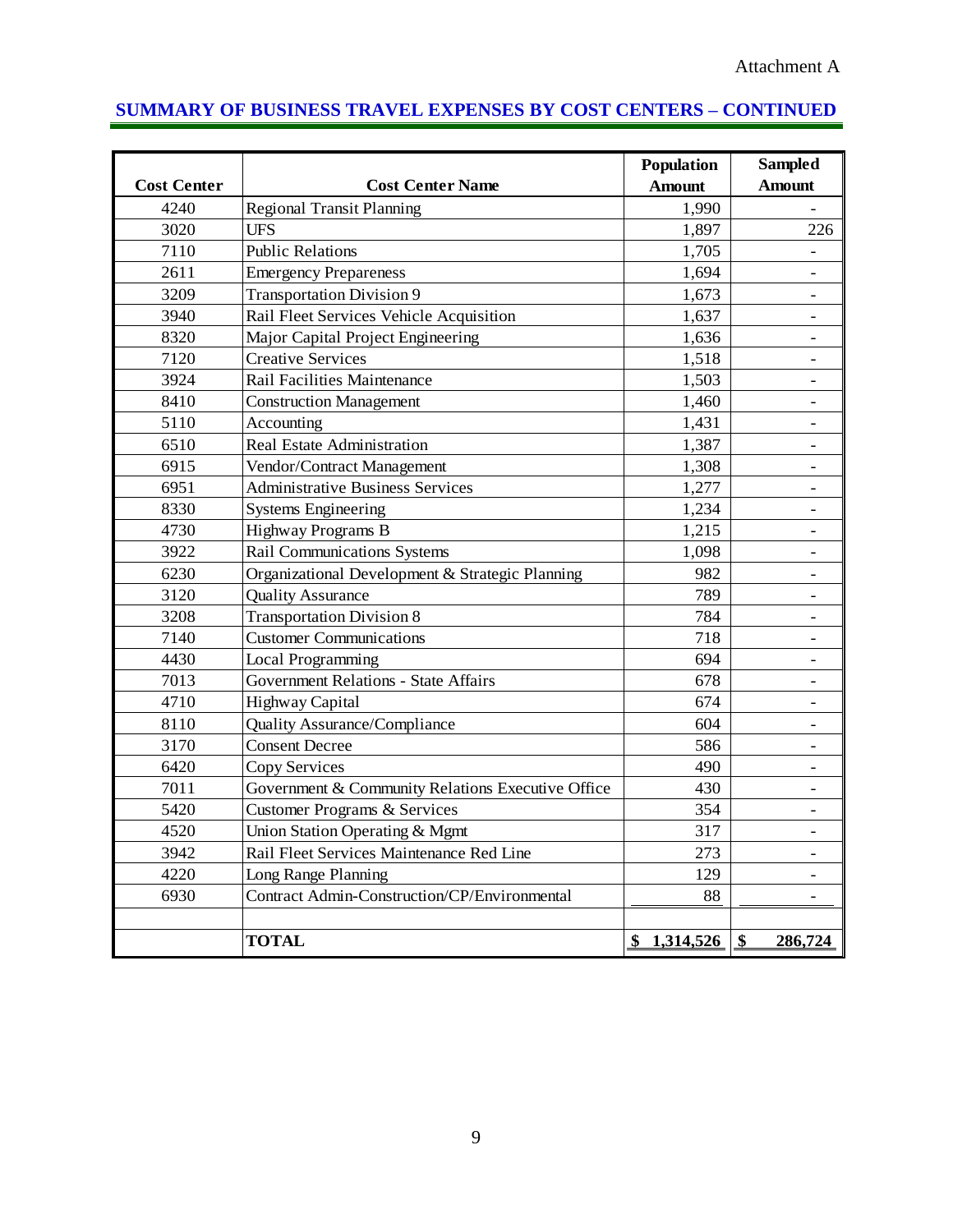Attachment A

## SUMMARY OF BUSINESS TRAVEL EXPENSES BY COST CENTERS – CONTINUED

| Cost Center | Cost Center Name | Population Amount | Sampled Amount |
|---|---|---|---|
| 4240 | Regional Transit Planning | 1,990 | - |
| 3020 | UFS | 1,897 | 226 |
| 7110 | Public Relations | 1,705 | - |
| 2611 | Emergency Prepareness | 1,694 | - |
| 3209 | Transportation Division 9 | 1,673 | - |
| 3940 | Rail Fleet Services Vehicle Acquisition | 1,637 | - |
| 8320 | Major Capital Project Engineering | 1,636 | - |
| 7120 | Creative Services | 1,518 | - |
| 3924 | Rail Facilities Maintenance | 1,503 | - |
| 8410 | Construction Management | 1,460 | - |
| 5110 | Accounting | 1,431 | - |
| 6510 | Real Estate Administration | 1,387 | - |
| 6915 | Vendor/Contract Management | 1,308 | - |
| 6951 | Administrative Business Services | 1,277 | - |
| 8330 | Systems Engineering | 1,234 | - |
| 4730 | Highway Programs B | 1,215 | - |
| 3922 | Rail Communications Systems | 1,098 | - |
| 6230 | Organizational Development & Strategic Planning | 982 | - |
| 3120 | Quality Assurance | 789 | - |
| 3208 | Transportation Division 8 | 784 | - |
| 7140 | Customer Communications | 718 | - |
| 4430 | Local Programming | 694 | - |
| 7013 | Government Relations - State Affairs | 678 | - |
| 4710 | Highway Capital | 674 | - |
| 8110 | Quality Assurance/Compliance | 604 | - |
| 3170 | Consent Decree | 586 | - |
| 6420 | Copy Services | 490 | - |
| 7011 | Government & Community Relations Executive Office | 430 | - |
| 5420 | Customer Programs & Services | 354 | - |
| 4520 | Union Station Operating & Mgmt | 317 | - |
| 3942 | Rail Fleet Services Maintenance Red Line | 273 | - |
| 4220 | Long Range Planning | 129 | - |
| 6930 | Contract Admin-Construction/CP/Environmental | 88 | - |
| | | | |
| | **TOTAL** | **$ 1,314,526** | **$ 286,724** |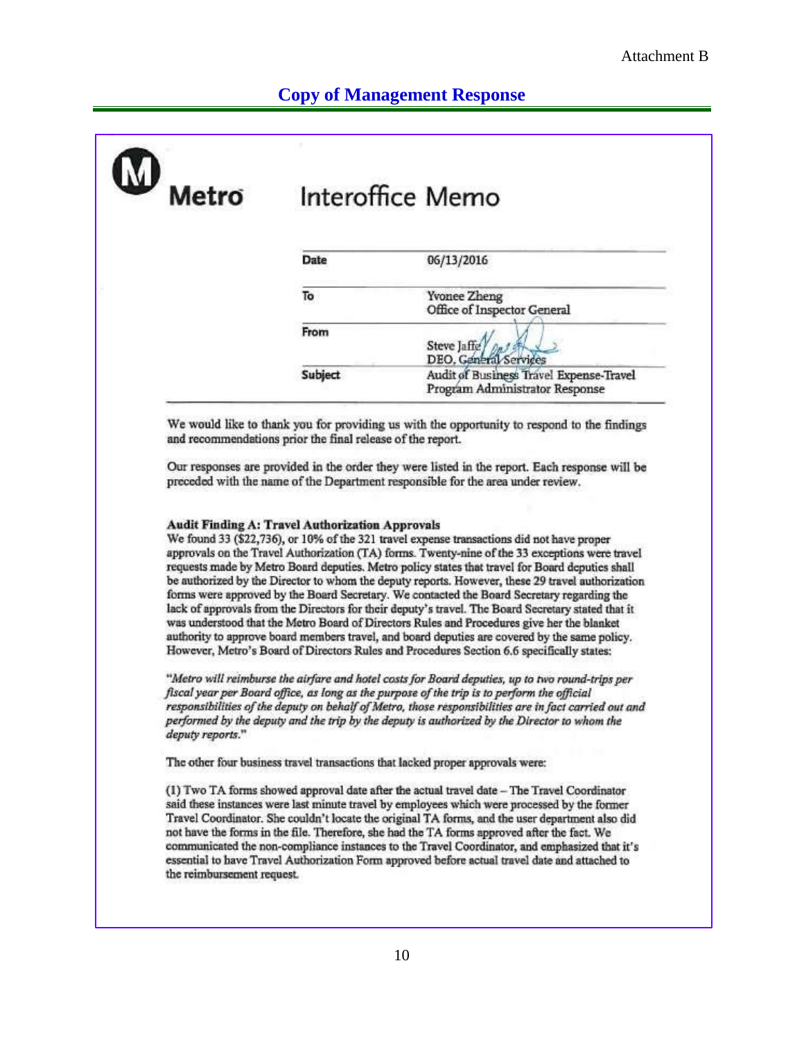Attachment B

## Copy of Management Response

**Metro** Interoffice Memo

| | |
|---|---|
| **Date** | 06/13/2016 |
| **To** | Yvonee Zheng<br>Office of Inspector General |
| **From** | Steve Jaffe<br>DEO, General Services |
| **Subject** | Audit of Business Travel Expense-Travel Program Administrator Response |

We would like to thank you for providing us with the opportunity to respond to the findings and recommendations prior the final release of the report.

Our responses are provided in the order they were listed in the report. Each response will be preceded with the name of the Department responsible for the area under review.

**Audit Finding A: Travel Authorization Approvals**

We found 33 ($22,736), or 10% of the 321 travel expense transactions did not have proper approvals on the Travel Authorization (TA) forms. Twenty-nine of the 33 exceptions were travel requests made by Metro Board deputies. Metro policy states that travel for Board deputies shall be authorized by the Director to whom the deputy reports. However, these 29 travel authorization forms were approved by the Board Secretary. We contacted the Board Secretary regarding the lack of approvals from the Directors for their deputy's travel. The Board Secretary stated that it was understood that the Metro Board of Directors Rules and Procedures give her the blanket authority to approve board members travel, and board deputies are covered by the same policy. However, Metro's Board of Directors Rules and Procedures Section 6.6 specifically states:

"*Metro will reimburse the airfare and hotel costs for Board deputies, up to two round-trips per fiscal year per Board office, as long as the purpose of the trip is to perform the official responsibilities of the deputy on behalf of Metro, those responsibilities are in fact carried out and performed by the deputy and the trip by the deputy is authorized by the Director to whom the deputy reports.*"

The other four business travel transactions that lacked proper approvals were:

(1) Two TA forms showed approval date after the actual travel date – The Travel Coordinator said these instances were last minute travel by employees which were processed by the former Travel Coordinator. She couldn't locate the original TA forms, and the user department also did not have the forms in the file. Therefore, she had the TA forms approved after the fact. We communicated the non-compliance instances to the Travel Coordinator, and emphasized that it's essential to have Travel Authorization Form approved before actual travel date and attached to the reimbursement request.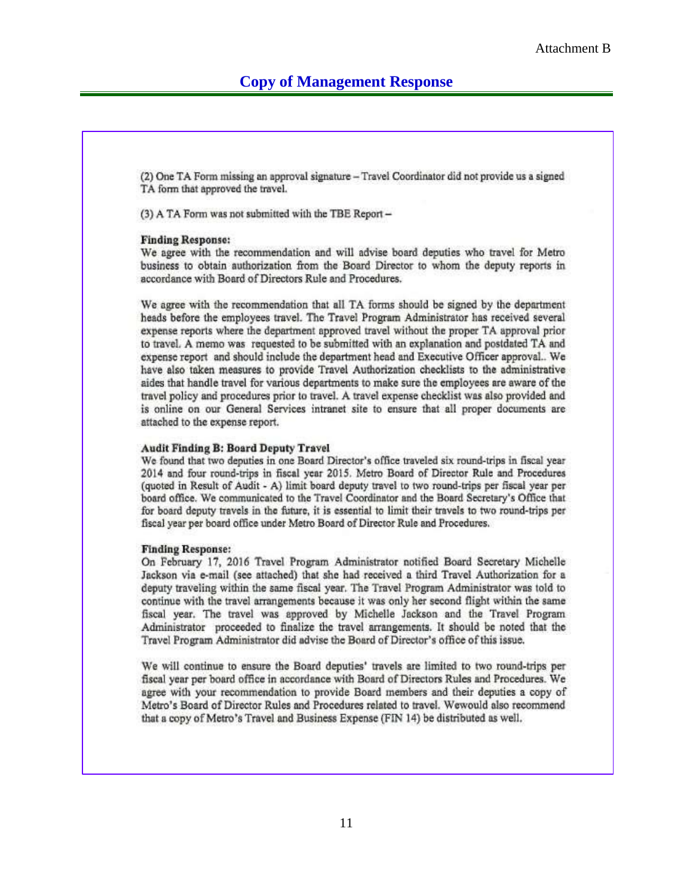Attachment B

## Copy of Management Response

(2) One TA Form missing an approval signature – Travel Coordinator did not provide us a signed TA form that approved the travel.

(3) A TA Form was not submitted with the TBE Report –

**Finding Response:**
We agree with the recommendation and will advise board deputies who travel for Metro business to obtain authorization from the Board Director to whom the deputy reports in accordance with Board of Directors Rule and Procedures.

We agree with the recommendation that all TA forms should be signed by the department heads before the employees travel. The Travel Program Administrator has received several expense reports where the department approved travel without the proper TA approval prior to travel. A memo was requested to be submitted with an explanation and postdated TA and expense report and should include the department head and Executive Officer approval.. We have also taken measures to provide Travel Authorization checklists to the administrative aides that handle travel for various departments to make sure the employees are aware of the travel policy and procedures prior to travel. A travel expense checklist was also provided and is online on our General Services intranet site to ensure that all proper documents are attached to the expense report.

**Audit Finding B: Board Deputy Travel**
We found that two deputies in one Board Director's office traveled six round-trips in fiscal year 2014 and four round-trips in fiscal year 2015. Metro Board of Director Rule and Procedures (quoted in Result of Audit - A) limit board deputy travel to two round-trips per fiscal year per board office. We communicated to the Travel Coordinator and the Board Secretary's Office that for board deputy travels in the future, it is essential to limit their travels to two round-trips per fiscal year per board office under Metro Board of Director Rule and Procedures.

**Finding Response:**
On February 17, 2016 Travel Program Administrator notified Board Secretary Michelle Jackson via e-mail (see attached) that she had received a third Travel Authorization for a deputy traveling within the same fiscal year. The Travel Program Administrator was told to continue with the travel arrangements because it was only her second flight within the same fiscal year. The travel was approved by Michelle Jackson and the Travel Program Administrator proceeded to finalize the travel arrangements. It should be noted that the Travel Program Administrator did advise the Board of Director's office of this issue.

We will continue to ensure the Board deputies' travels are limited to two round-trips per fiscal year per board office in accordance with Board of Directors Rules and Procedures. We agree with your recommendation to provide Board members and their deputies a copy of Metro's Board of Director Rules and Procedures related to travel. Wewould also recommend that a copy of Metro's Travel and Business Expense (FIN 14) be distributed as well.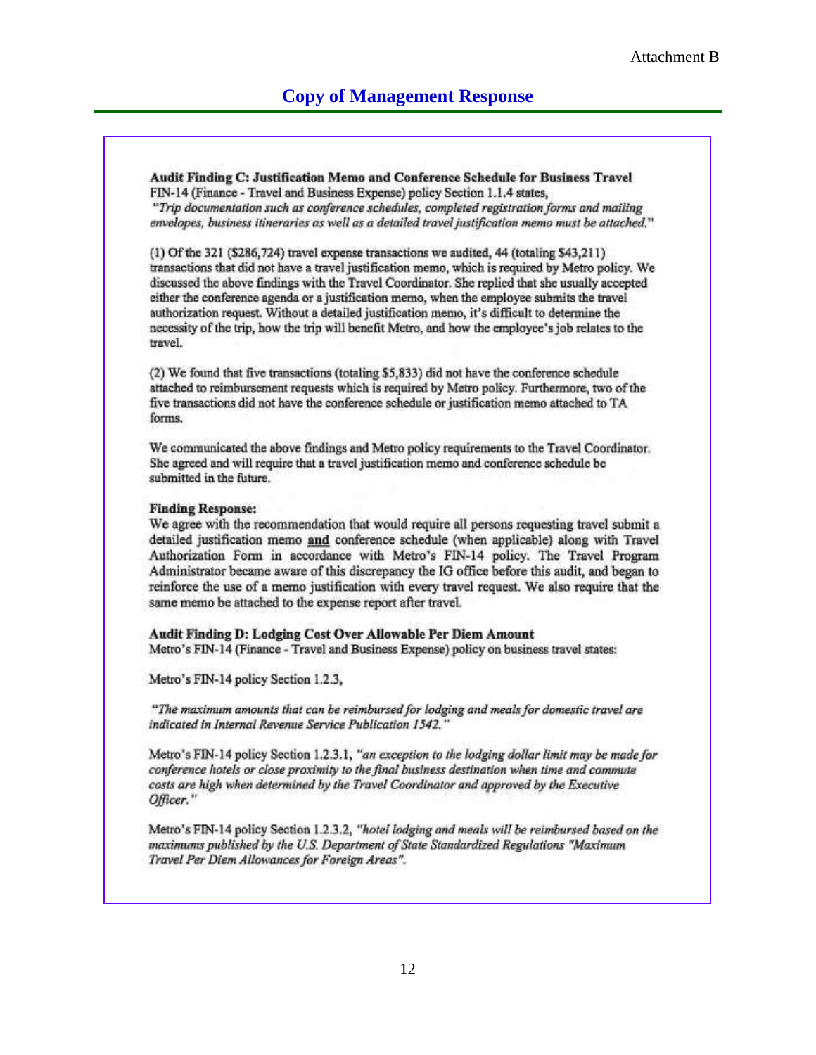Attachment B

## Copy of Management Response

**Audit Finding C: Justification Memo and Conference Schedule for Business Travel**
FIN-14 (Finance - Travel and Business Expense) policy Section 1.1.4 states,
*"Trip documentation such as conference schedules, completed registration forms and mailing envelopes, business itineraries as well as a detailed travel justification memo must be attached."*

(1) Of the 321 ($286,724) travel expense transactions we audited, 44 (totaling $43,211) transactions that did not have a travel justification memo, which is required by Metro policy. We discussed the above findings with the Travel Coordinator. She replied that she usually accepted either the conference agenda or a justification memo, when the employee submits the travel authorization request. Without a detailed justification memo, it's difficult to determine the necessity of the trip, how the trip will benefit Metro, and how the employee's job relates to the travel.

(2) We found that five transactions (totaling $5,833) did not have the conference schedule attached to reimbursement requests which is required by Metro policy. Furthermore, two of the five transactions did not have the conference schedule or justification memo attached to TA forms.

We communicated the above findings and Metro policy requirements to the Travel Coordinator. She agreed and will require that a travel justification memo and conference schedule be submitted in the future.

**Finding Response:**
We agree with the recommendation that would require all persons requesting travel submit a detailed justification memo **and** conference schedule (when applicable) along with Travel Authorization Form in accordance with Metro's FIN-14 policy. The Travel Program Administrator became aware of this discrepancy the IG office before this audit, and began to reinforce the use of a memo justification with every travel request. We also require that the same memo be attached to the expense report after travel.

**Audit Finding D: Lodging Cost Over Allowable Per Diem Amount**
Metro's FIN-14 (Finance - Travel and Business Expense) policy on business travel states:

Metro's FIN-14 policy Section 1.2.3,

*"The maximum amounts that can be reimbursed for lodging and meals for domestic travel are indicated in Internal Revenue Service Publication 1542."*

Metro's FIN-14 policy Section 1.2.3.1, *"an exception to the lodging dollar limit may be made for conference hotels or close proximity to the final business destination when time and commute costs are high when determined by the Travel Coordinator and approved by the Executive Officer."*

Metro's FIN-14 policy Section 1.2.3.2, *"hotel lodging and meals will be reimbursed based on the maximums published by the U.S. Department of State Standardized Regulations "Maximum Travel Per Diem Allowances for Foreign Areas".*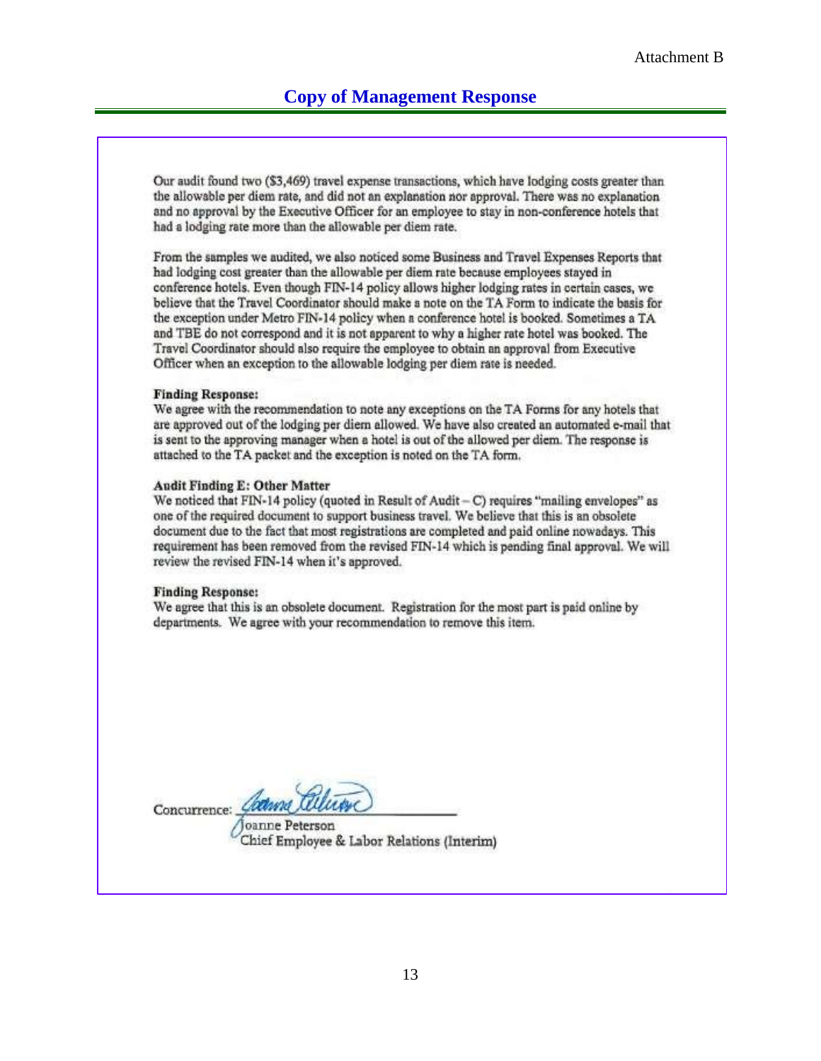Attachment B

## Copy of Management Response

Our audit found two ($3,469) travel expense transactions, which have lodging costs greater than the allowable per diem rate, and did not an explanation nor approval. There was no explanation and no approval by the Executive Officer for an employee to stay in non-conference hotels that had a lodging rate more than the allowable per diem rate.

From the samples we audited, we also noticed some Business and Travel Expenses Reports that had lodging cost greater than the allowable per diem rate because employees stayed in conference hotels. Even though FIN-14 policy allows higher lodging rates in certain cases, we believe that the Travel Coordinator should make a note on the TA Form to indicate the basis for the exception under Metro FIN-14 policy when a conference hotel is booked. Sometimes a TA and TBE do not correspond and it is not apparent to why a higher rate hotel was booked. The Travel Coordinator should also require the employee to obtain an approval from Executive Officer when an exception to the allowable lodging per diem rate is needed.

**Finding Response:**
We agree with the recommendation to note any exceptions on the TA Forms for any hotels that are approved out of the lodging per diem allowed. We have also created an automated e-mail that is sent to the approving manager when a hotel is out of the allowed per diem. The response is attached to the TA packet and the exception is noted on the TA form.

**Audit Finding E: Other Matter**
We noticed that FIN-14 policy (quoted in Result of Audit – C) requires "mailing envelopes" as one of the required document to support business travel. We believe that this is an obsolete document due to the fact that most registrations are completed and paid online nowadays. This requirement has been removed from the revised FIN-14 which is pending final approval. We will review the revised FIN-14 when it's approved.

**Finding Response:**
We agree that this is an obsolete document. Registration for the most part is paid online by departments. We agree with your recommendation to remove this item.

Concurrence: _______________
Joanne Peterson
Chief Employee & Labor Relations (Interim)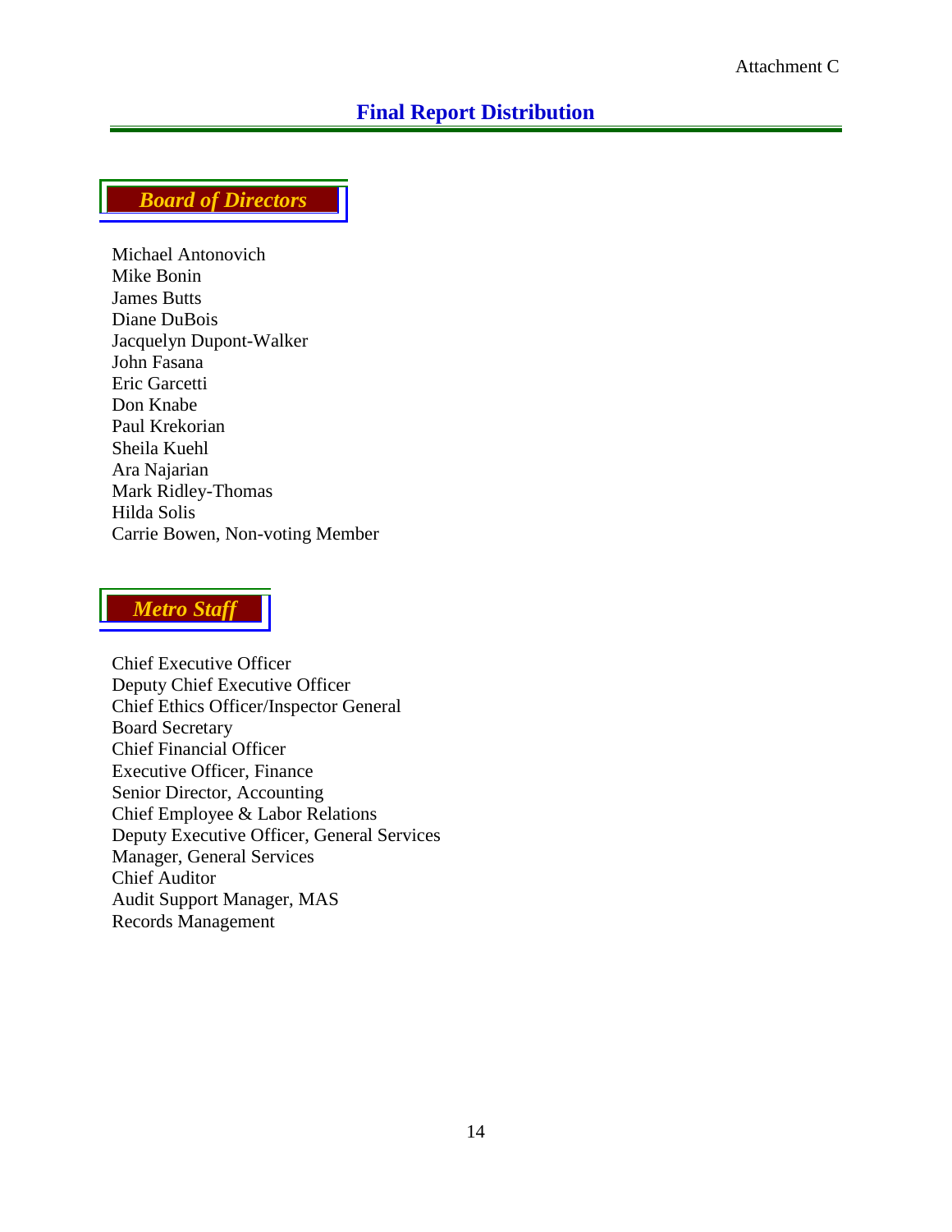Attachment C

# Final Report Distribution

## *Board of Directors*

Michael Antonovich
Mike Bonin
James Butts
Diane DuBois
Jacquelyn Dupont-Walker
John Fasana
Eric Garcetti
Don Knabe
Paul Krekorian
Sheila Kuehl
Ara Najarian
Mark Ridley-Thomas
Hilda Solis
Carrie Bowen, Non-voting Member

## *Metro Staff*

Chief Executive Officer
Deputy Chief Executive Officer
Chief Ethics Officer/Inspector General
Board Secretary
Chief Financial Officer
Executive Officer, Finance
Senior Director, Accounting
Chief Employee & Labor Relations
Deputy Executive Officer, General Services
Manager, General Services
Chief Auditor
Audit Support Manager, MAS
Records Management